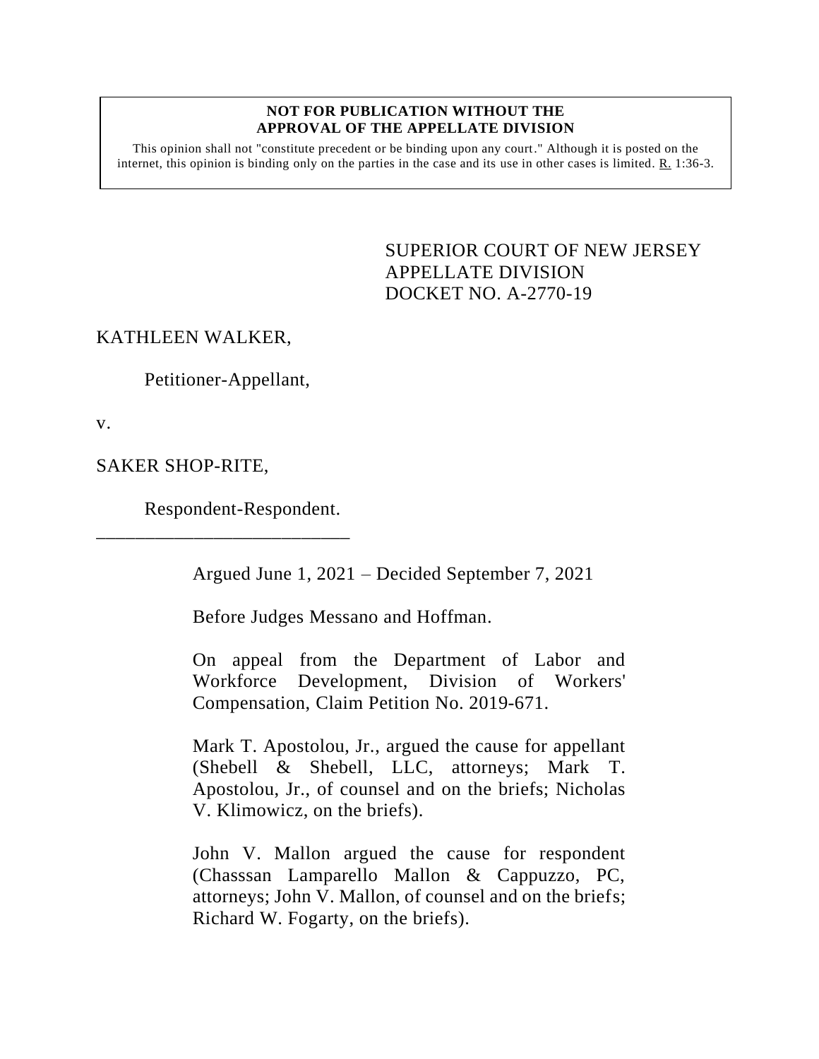**NOT FOR PUBLICATION WITHOUT THE APPROVAL OF THE APPELLATE DIVISION**

This opinion shall not "constitute precedent or be binding upon any court." Although it is posted on the internet, this opinion is binding only on the parties in the case and its use in other cases is limited. R. 1:36-3.

SUPERIOR COURT OF NEW JERSEY
APPELLATE DIVISION
DOCKET NO. A-2770-19

KATHLEEN WALKER,

Petitioner-Appellant,

v.

SAKER SHOP-RITE,

Respondent-Respondent.

___________________________

Argued June 1, 2021 – Decided September 7, 2021

Before Judges Messano and Hoffman.

On appeal from the Department of Labor and Workforce Development, Division of Workers' Compensation, Claim Petition No. 2019-671.

Mark T. Apostolou, Jr., argued the cause for appellant (Shebell & Shebell, LLC, attorneys; Mark T. Apostolou, Jr., of counsel and on the briefs; Nicholas V. Klimowicz, on the briefs).

John V. Mallon argued the cause for respondent (Chasssan Lamparello Mallon & Cappuzzo, PC, attorneys; John V. Mallon, of counsel and on the briefs; Richard W. Fogarty, on the briefs).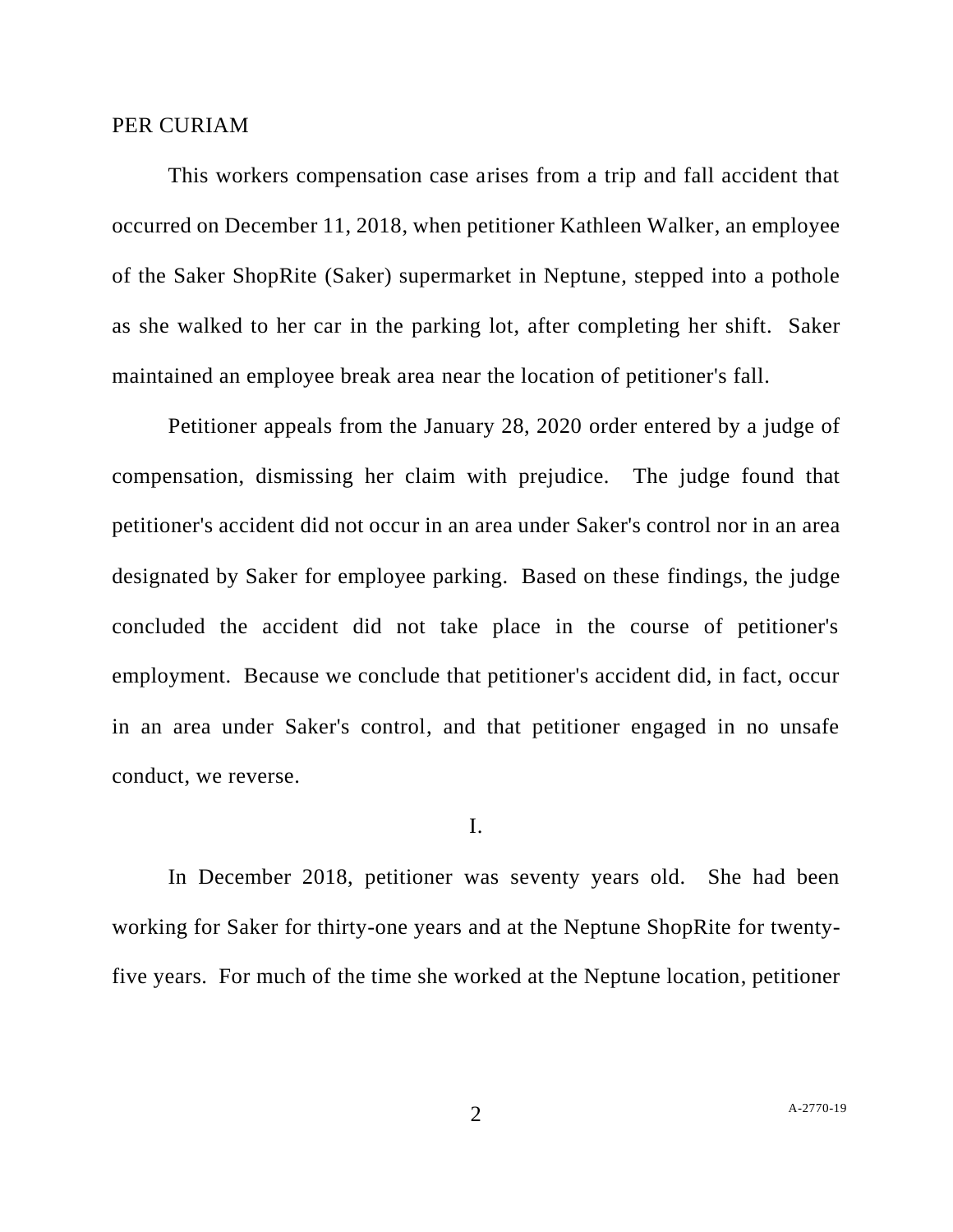PER CURIAM

This workers compensation case arises from a trip and fall accident that occurred on December 11, 2018, when petitioner Kathleen Walker, an employee of the Saker ShopRite (Saker) supermarket in Neptune, stepped into a pothole as she walked to her car in the parking lot, after completing her shift. Saker maintained an employee break area near the location of petitioner's fall.

Petitioner appeals from the January 28, 2020 order entered by a judge of compensation, dismissing her claim with prejudice. The judge found that petitioner's accident did not occur in an area under Saker's control nor in an area designated by Saker for employee parking. Based on these findings, the judge concluded the accident did not take place in the course of petitioner's employment. Because we conclude that petitioner's accident did, in fact, occur in an area under Saker's control, and that petitioner engaged in no unsafe conduct, we reverse.

I.

In December 2018, petitioner was seventy years old. She had been working for Saker for thirty-one years and at the Neptune ShopRite for twenty-five years. For much of the time she worked at the Neptune location, petitioner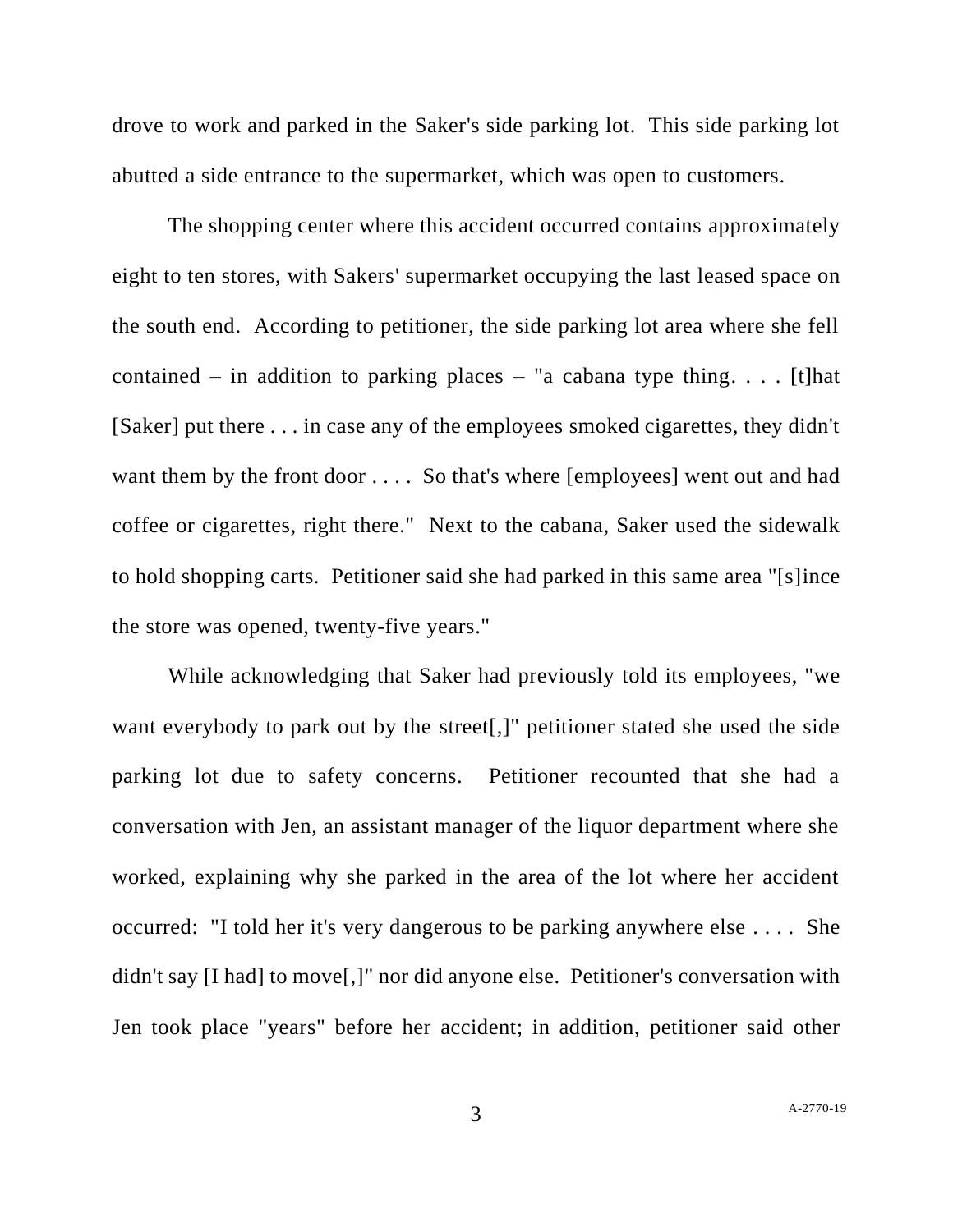drove to work and parked in the Saker's side parking lot. This side parking lot abutted a side entrance to the supermarket, which was open to customers.

The shopping center where this accident occurred contains approximately eight to ten stores, with Sakers' supermarket occupying the last leased space on the south end. According to petitioner, the side parking lot area where she fell contained – in addition to parking places – "a cabana type thing. . . . [t]hat [Saker] put there . . . in case any of the employees smoked cigarettes, they didn't want them by the front door . . . . So that's where [employees] went out and had coffee or cigarettes, right there." Next to the cabana, Saker used the sidewalk to hold shopping carts. Petitioner said she had parked in this same area "[s]ince the store was opened, twenty-five years."

While acknowledging that Saker had previously told its employees, "we want everybody to park out by the street[,]" petitioner stated she used the side parking lot due to safety concerns. Petitioner recounted that she had a conversation with Jen, an assistant manager of the liquor department where she worked, explaining why she parked in the area of the lot where her accident occurred: "I told her it's very dangerous to be parking anywhere else . . . . She didn't say [I had] to move[,]" nor did anyone else. Petitioner's conversation with Jen took place "years" before her accident; in addition, petitioner said other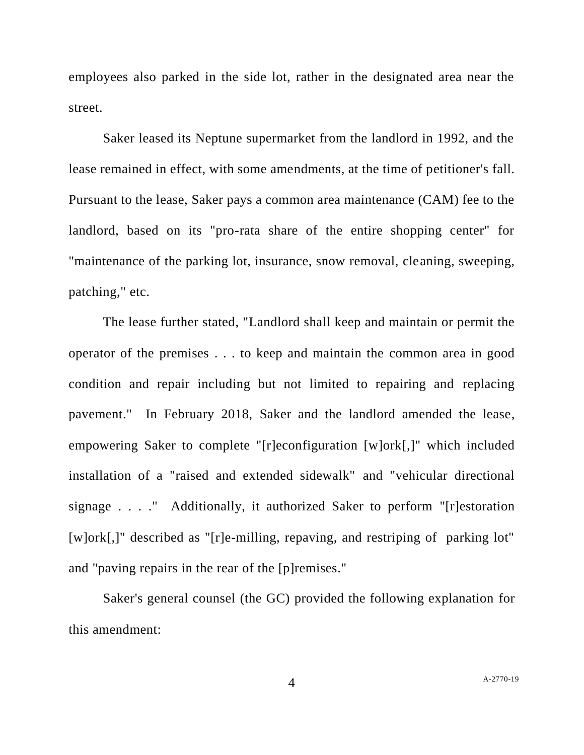employees also parked in the side lot, rather in the designated area near the street.

Saker leased its Neptune supermarket from the landlord in 1992, and the lease remained in effect, with some amendments, at the time of petitioner's fall. Pursuant to the lease, Saker pays a common area maintenance (CAM) fee to the landlord, based on its "pro-rata share of the entire shopping center" for "maintenance of the parking lot, insurance, snow removal, cleaning, sweeping, patching," etc.

The lease further stated, "Landlord shall keep and maintain or permit the operator of the premises . . . to keep and maintain the common area in good condition and repair including but not limited to repairing and replacing pavement." In February 2018, Saker and the landlord amended the lease, empowering Saker to complete "[r]econfiguration [w]ork[,]" which included installation of a "raised and extended sidewalk" and "vehicular directional signage . . . ." Additionally, it authorized Saker to perform "[r]estoration [w]ork[,]" described as "[r]e-milling, repaving, and restriping of parking lot" and "paving repairs in the rear of the [p]remises."

Saker's general counsel (the GC) provided the following explanation for this amendment: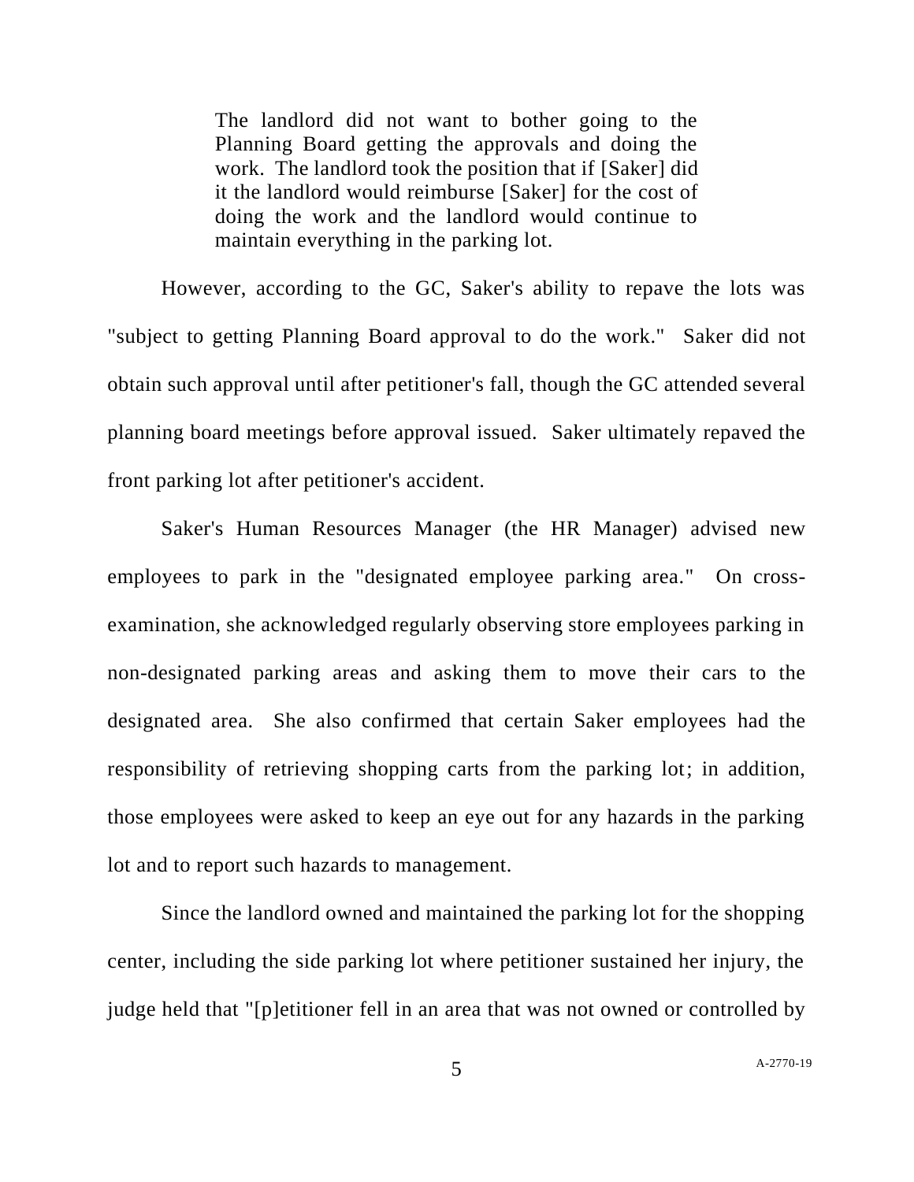> The landlord did not want to bother going to the Planning Board getting the approvals and doing the work. The landlord took the position that if [Saker] did it the landlord would reimburse [Saker] for the cost of doing the work and the landlord would continue to maintain everything in the parking lot.

However, according to the GC, Saker's ability to repave the lots was "subject to getting Planning Board approval to do the work." Saker did not obtain such approval until after petitioner's fall, though the GC attended several planning board meetings before approval issued. Saker ultimately repaved the front parking lot after petitioner's accident.

Saker's Human Resources Manager (the HR Manager) advised new employees to park in the "designated employee parking area." On cross-examination, she acknowledged regularly observing store employees parking in non-designated parking areas and asking them to move their cars to the designated area. She also confirmed that certain Saker employees had the responsibility of retrieving shopping carts from the parking lot; in addition, those employees were asked to keep an eye out for any hazards in the parking lot and to report such hazards to management.

Since the landlord owned and maintained the parking lot for the shopping center, including the side parking lot where petitioner sustained her injury, the judge held that "[p]etitioner fell in an area that was not owned or controlled by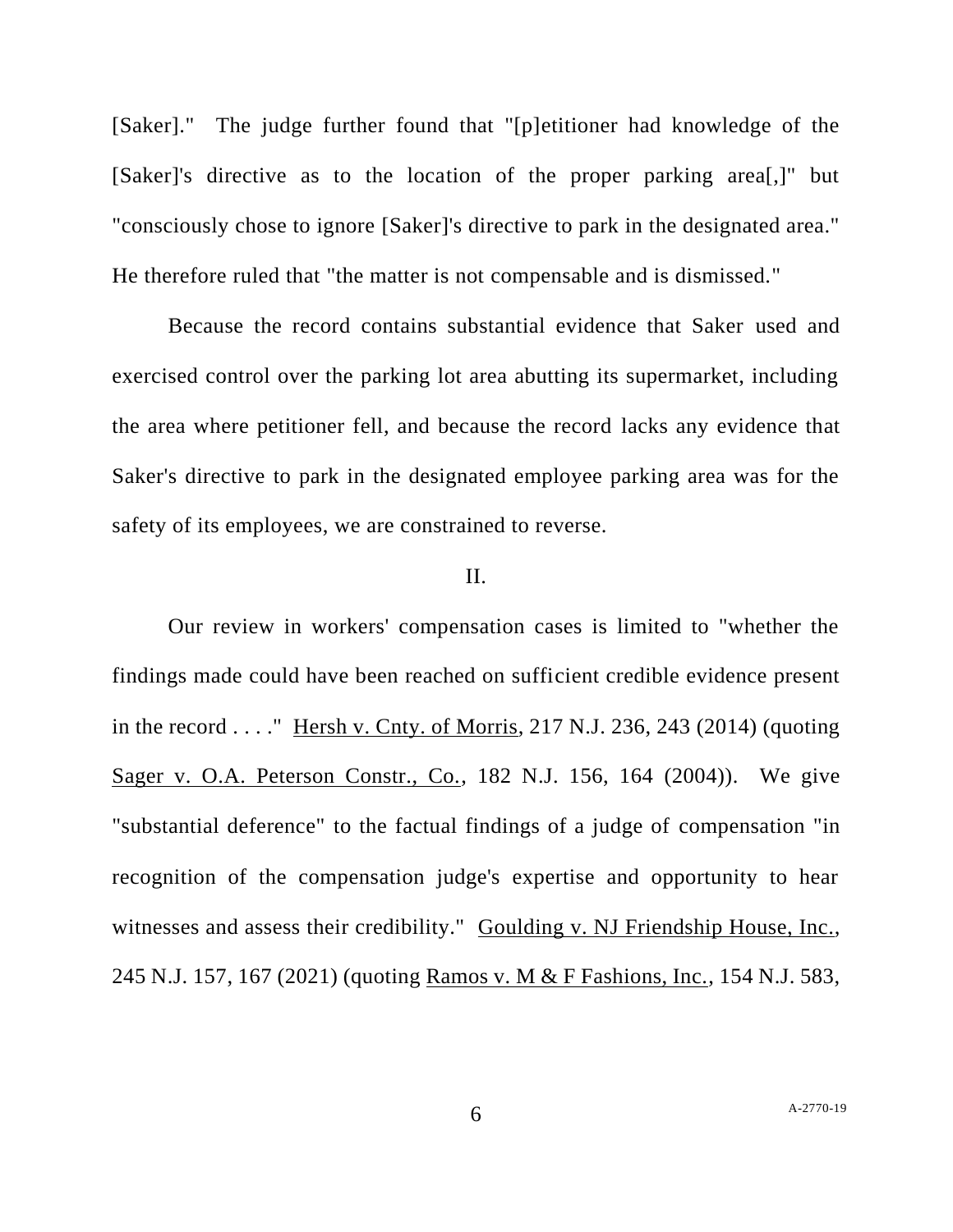[Saker]." The judge further found that "[p]etitioner had knowledge of the [Saker]'s directive as to the location of the proper parking area[,]" but "consciously chose to ignore [Saker]'s directive to park in the designated area." He therefore ruled that "the matter is not compensable and is dismissed."

Because the record contains substantial evidence that Saker used and exercised control over the parking lot area abutting its supermarket, including the area where petitioner fell, and because the record lacks any evidence that Saker's directive to park in the designated employee parking area was for the safety of its employees, we are constrained to reverse.

II.

Our review in workers' compensation cases is limited to "whether the findings made could have been reached on sufficient credible evidence present in the record . . . ." Hersh v. Cnty. of Morris, 217 N.J. 236, 243 (2014) (quoting Sager v. O.A. Peterson Constr., Co., 182 N.J. 156, 164 (2004)). We give "substantial deference" to the factual findings of a judge of compensation "in recognition of the compensation judge's expertise and opportunity to hear witnesses and assess their credibility." Goulding v. NJ Friendship House, Inc., 245 N.J. 157, 167 (2021) (quoting Ramos v. M & F Fashions, Inc., 154 N.J. 583,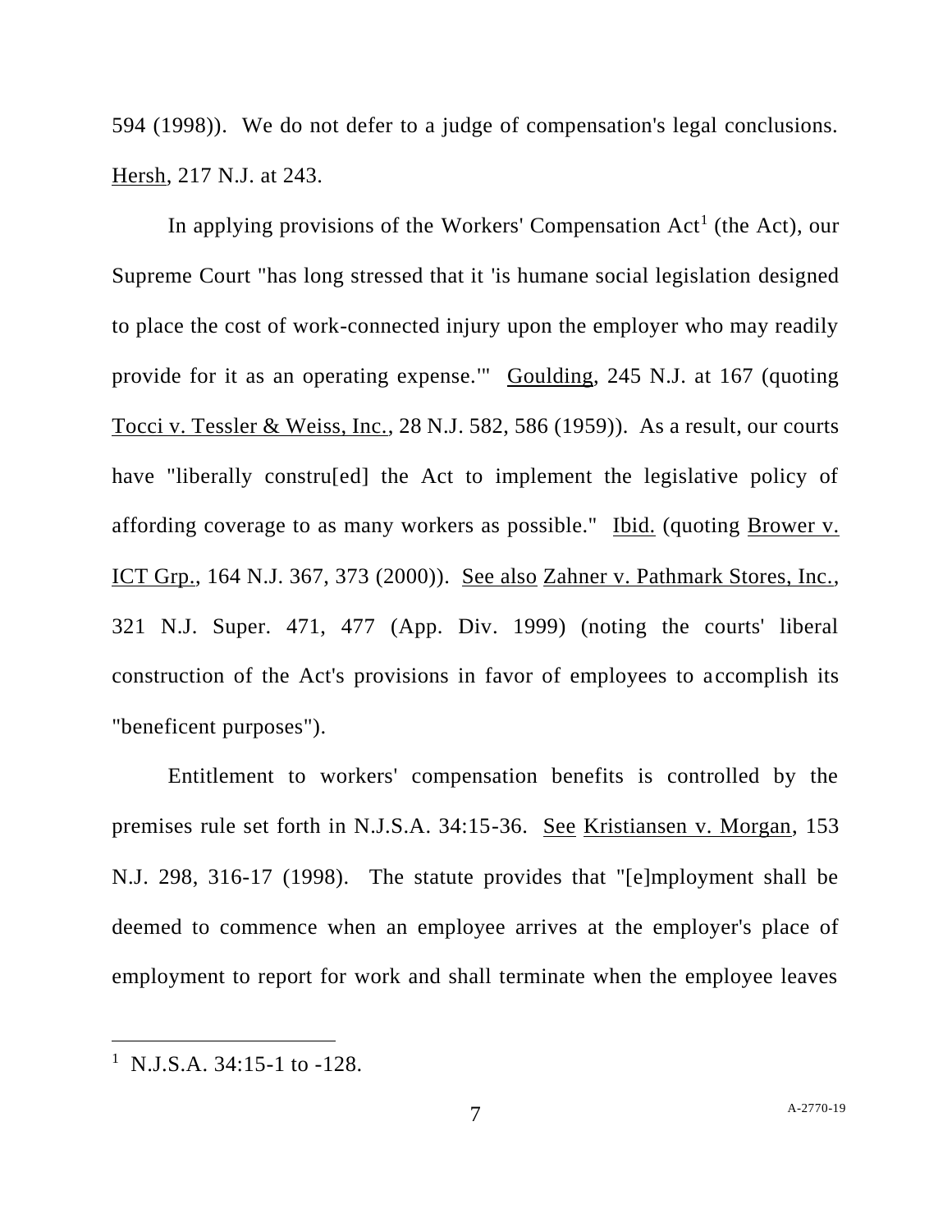594 (1998)). We do not defer to a judge of compensation's legal conclusions. Hersh, 217 N.J. at 243.

In applying provisions of the Workers' Compensation Act[1] (the Act), our Supreme Court "has long stressed that it 'is humane social legislation designed to place the cost of work-connected injury upon the employer who may readily provide for it as an operating expense.'" Goulding, 245 N.J. at 167 (quoting Tocci v. Tessler & Weiss, Inc., 28 N.J. 582, 586 (1959)). As a result, our courts have "liberally constru[ed] the Act to implement the legislative policy of affording coverage to as many workers as possible." Ibid. (quoting Brower v. ICT Grp., 164 N.J. 367, 373 (2000)). See also Zahner v. Pathmark Stores, Inc., 321 N.J. Super. 471, 477 (App. Div. 1999) (noting the courts' liberal construction of the Act's provisions in favor of employees to accomplish its "beneficent purposes").

Entitlement to workers' compensation benefits is controlled by the premises rule set forth in N.J.S.A. 34:15-36. See Kristiansen v. Morgan, 153 N.J. 298, 316-17 (1998). The statute provides that "[e]mployment shall be deemed to commence when an employee arrives at the employer's place of employment to report for work and shall terminate when the employee leaves

[1] N.J.S.A. 34:15-1 to -128.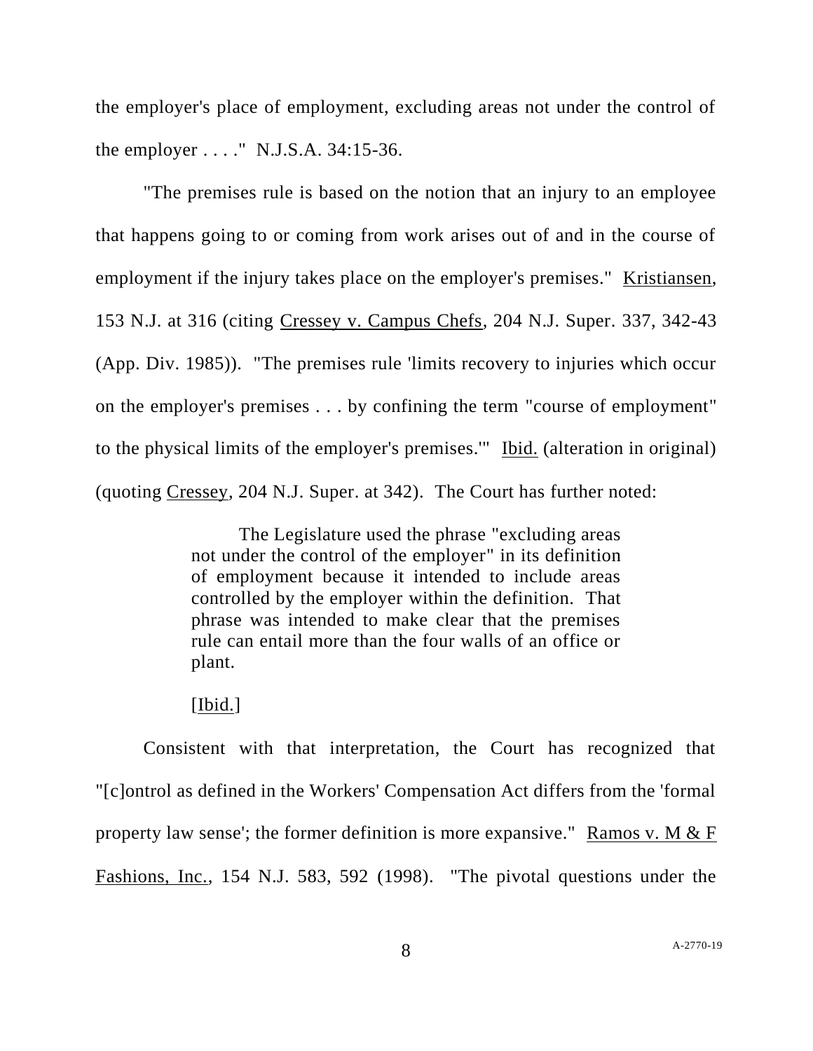the employer's place of employment, excluding areas not under the control of the employer . . . ." N.J.S.A. 34:15-36.

"The premises rule is based on the notion that an injury to an employee that happens going to or coming from work arises out of and in the course of employment if the injury takes place on the employer's premises." Kristiansen, 153 N.J. at 316 (citing Cressey v. Campus Chefs, 204 N.J. Super. 337, 342-43 (App. Div. 1985)). "The premises rule 'limits recovery to injuries which occur on the employer's premises . . . by confining the term "course of employment" to the physical limits of the employer's premises.'" Ibid. (alteration in original) (quoting Cressey, 204 N.J. Super. at 342). The Court has further noted:

> The Legislature used the phrase "excluding areas not under the control of the employer" in its definition of employment because it intended to include areas controlled by the employer within the definition. That phrase was intended to make clear that the premises rule can entail more than the four walls of an office or plant.
>
> [Ibid.]

Consistent with that interpretation, the Court has recognized that "[c]ontrol as defined in the Workers' Compensation Act differs from the 'formal property law sense'; the former definition is more expansive." Ramos v. M & F Fashions, Inc., 154 N.J. 583, 592 (1998). "The pivotal questions under the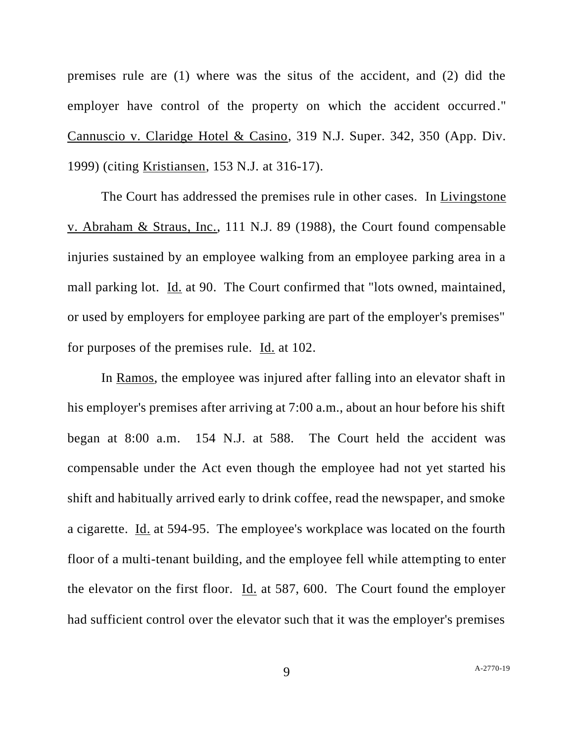premises rule are (1) where was the situs of the accident, and (2) did the employer have control of the property on which the accident occurred." Cannuscio v. Claridge Hotel & Casino, 319 N.J. Super. 342, 350 (App. Div. 1999) (citing Kristiansen, 153 N.J. at 316-17).

The Court has addressed the premises rule in other cases. In Livingstone v. Abraham & Straus, Inc., 111 N.J. 89 (1988), the Court found compensable injuries sustained by an employee walking from an employee parking area in a mall parking lot. Id. at 90. The Court confirmed that "lots owned, maintained, or used by employers for employee parking are part of the employer's premises" for purposes of the premises rule. Id. at 102.

In Ramos, the employee was injured after falling into an elevator shaft in his employer's premises after arriving at 7:00 a.m., about an hour before his shift began at 8:00 a.m. 154 N.J. at 588. The Court held the accident was compensable under the Act even though the employee had not yet started his shift and habitually arrived early to drink coffee, read the newspaper, and smoke a cigarette. Id. at 594-95. The employee's workplace was located on the fourth floor of a multi-tenant building, and the employee fell while attempting to enter the elevator on the first floor. Id. at 587, 600. The Court found the employer had sufficient control over the elevator such that it was the employer's premises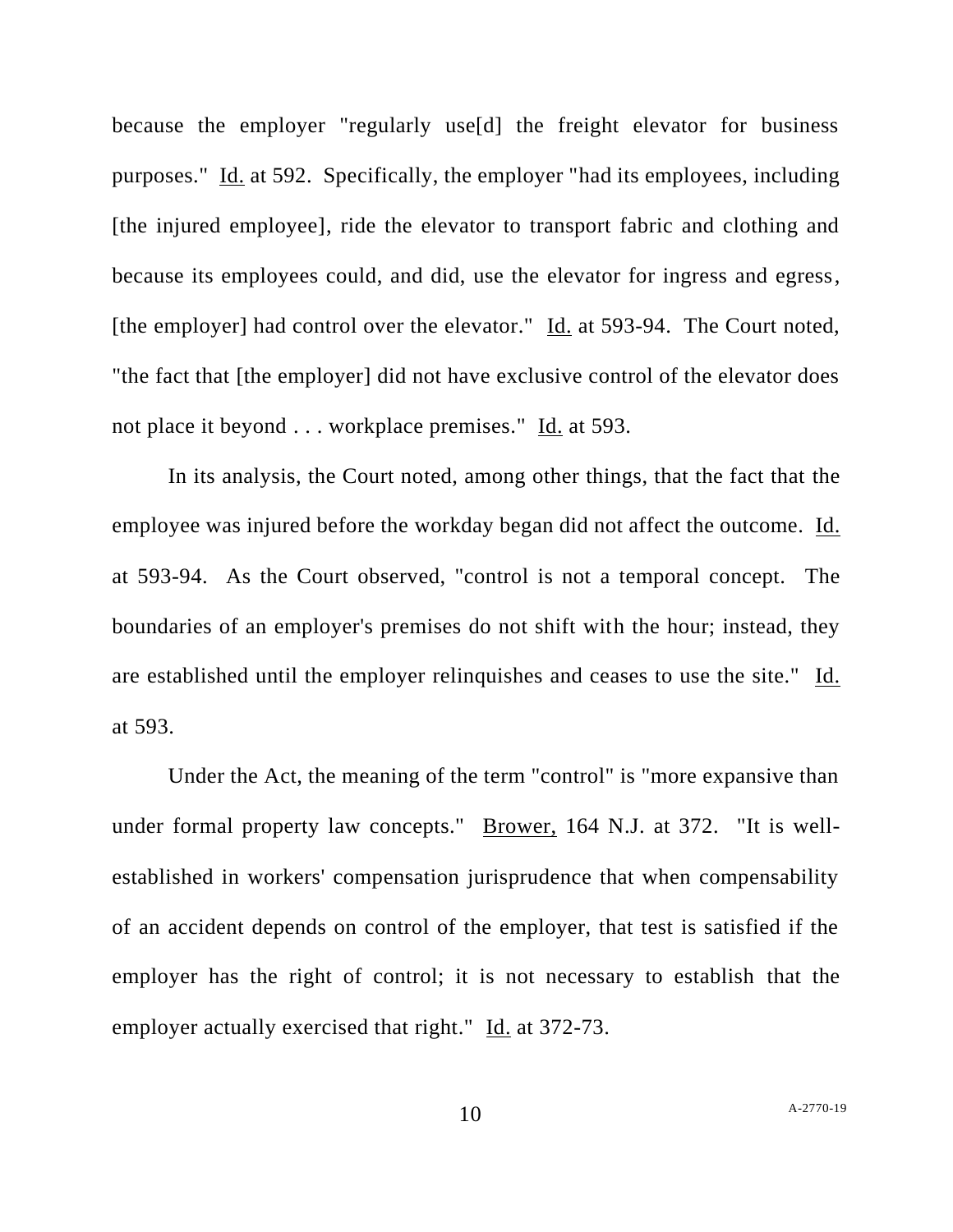because the employer "regularly use[d] the freight elevator for business purposes." Id. at 592. Specifically, the employer "had its employees, including [the injured employee], ride the elevator to transport fabric and clothing and because its employees could, and did, use the elevator for ingress and egress, [the employer] had control over the elevator." Id. at 593-94. The Court noted, "the fact that [the employer] did not have exclusive control of the elevator does not place it beyond . . . workplace premises." Id. at 593.

In its analysis, the Court noted, among other things, that the fact that the employee was injured before the workday began did not affect the outcome. Id. at 593-94. As the Court observed, "control is not a temporal concept. The boundaries of an employer's premises do not shift with the hour; instead, they are established until the employer relinquishes and ceases to use the site." Id. at 593.

Under the Act, the meaning of the term "control" is "more expansive than under formal property law concepts." Brower, 164 N.J. at 372. "It is well-established in workers' compensation jurisprudence that when compensability of an accident depends on control of the employer, that test is satisfied if the employer has the right of control; it is not necessary to establish that the employer actually exercised that right." Id. at 372-73.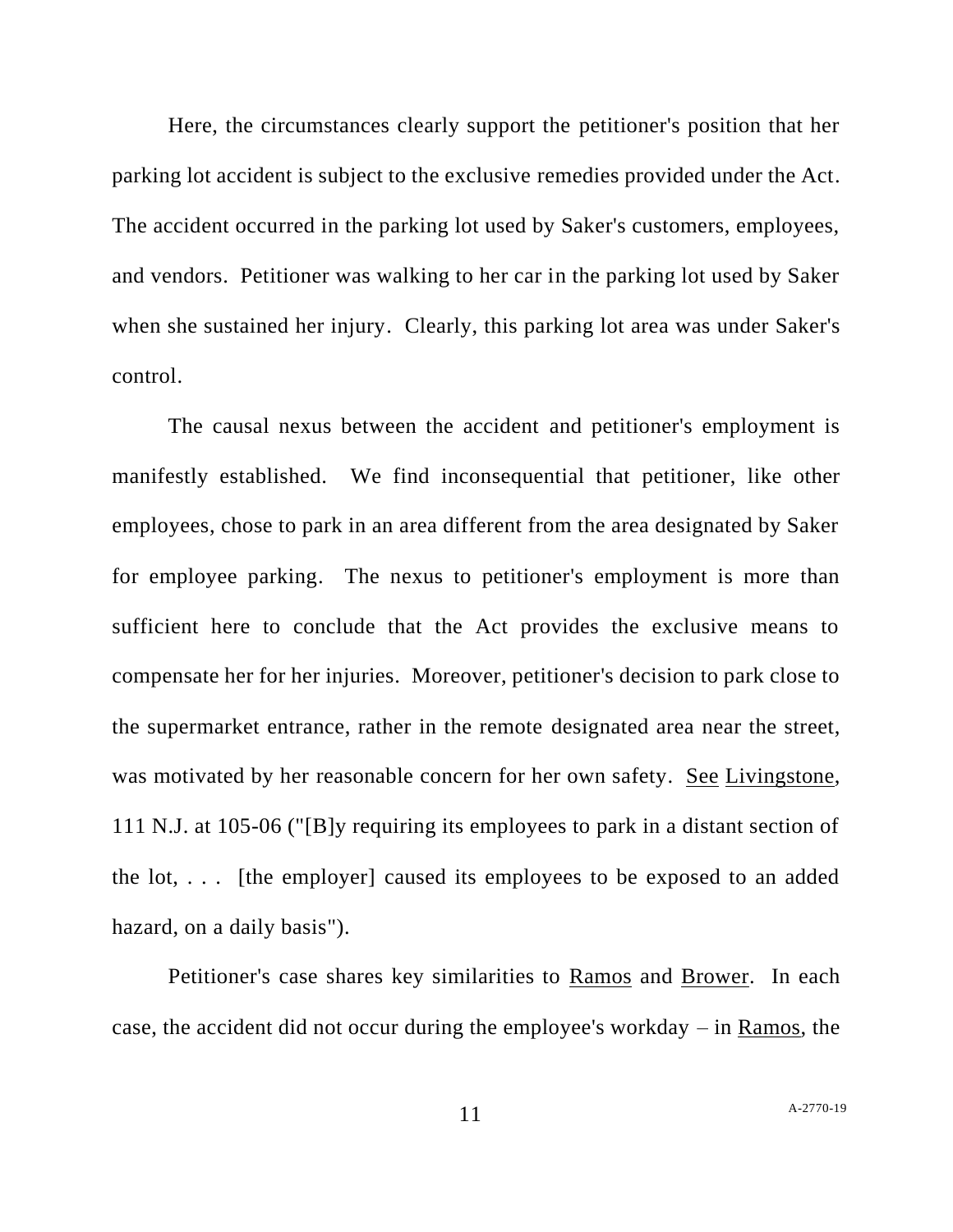Here, the circumstances clearly support the petitioner's position that her parking lot accident is subject to the exclusive remedies provided under the Act. The accident occurred in the parking lot used by Saker's customers, employees, and vendors. Petitioner was walking to her car in the parking lot used by Saker when she sustained her injury. Clearly, this parking lot area was under Saker's control.

The causal nexus between the accident and petitioner's employment is manifestly established. We find inconsequential that petitioner, like other employees, chose to park in an area different from the area designated by Saker for employee parking. The nexus to petitioner's employment is more than sufficient here to conclude that the Act provides the exclusive means to compensate her for her injuries. Moreover, petitioner's decision to park close to the supermarket entrance, rather in the remote designated area near the street, was motivated by her reasonable concern for her own safety. See Livingstone, 111 N.J. at 105-06 ("[B]y requiring its employees to park in a distant section of the lot, . . . [the employer] caused its employees to be exposed to an added hazard, on a daily basis").

Petitioner's case shares key similarities to Ramos and Brower. In each case, the accident did not occur during the employee's workday – in Ramos, the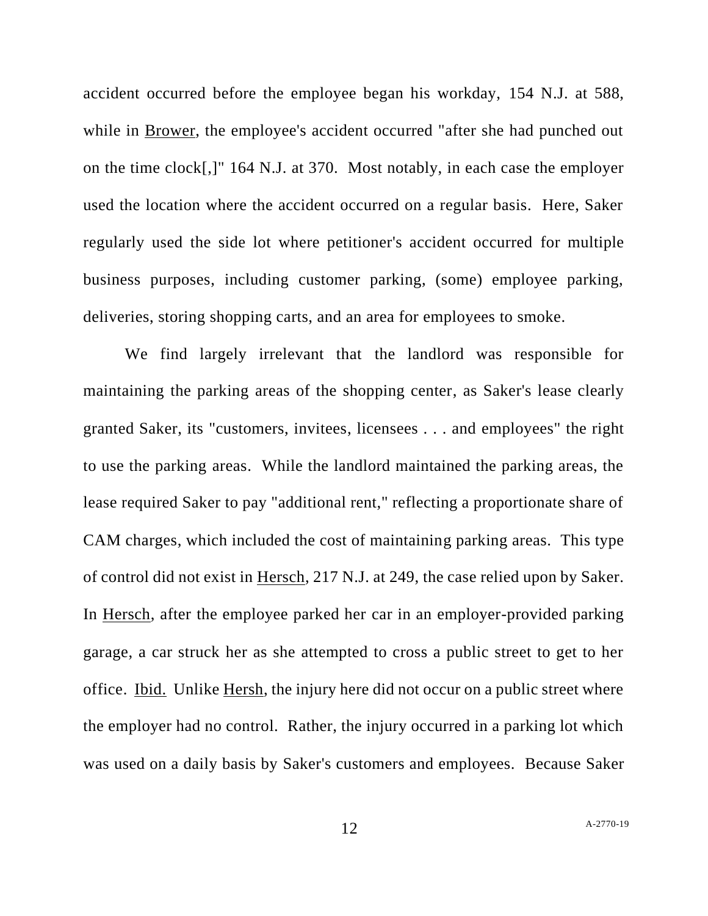accident occurred before the employee began his workday, 154 N.J. at 588, while in Brower, the employee's accident occurred "after she had punched out on the time clock[,]" 164 N.J. at 370. Most notably, in each case the employer used the location where the accident occurred on a regular basis. Here, Saker regularly used the side lot where petitioner's accident occurred for multiple business purposes, including customer parking, (some) employee parking, deliveries, storing shopping carts, and an area for employees to smoke.

We find largely irrelevant that the landlord was responsible for maintaining the parking areas of the shopping center, as Saker's lease clearly granted Saker, its "customers, invitees, licensees . . . and employees" the right to use the parking areas. While the landlord maintained the parking areas, the lease required Saker to pay "additional rent," reflecting a proportionate share of CAM charges, which included the cost of maintaining parking areas. This type of control did not exist in Hersch, 217 N.J. at 249, the case relied upon by Saker. In Hersch, after the employee parked her car in an employer-provided parking garage, a car struck her as she attempted to cross a public street to get to her office. Ibid. Unlike Hersh, the injury here did not occur on a public street where the employer had no control. Rather, the injury occurred in a parking lot which was used on a daily basis by Saker's customers and employees. Because Saker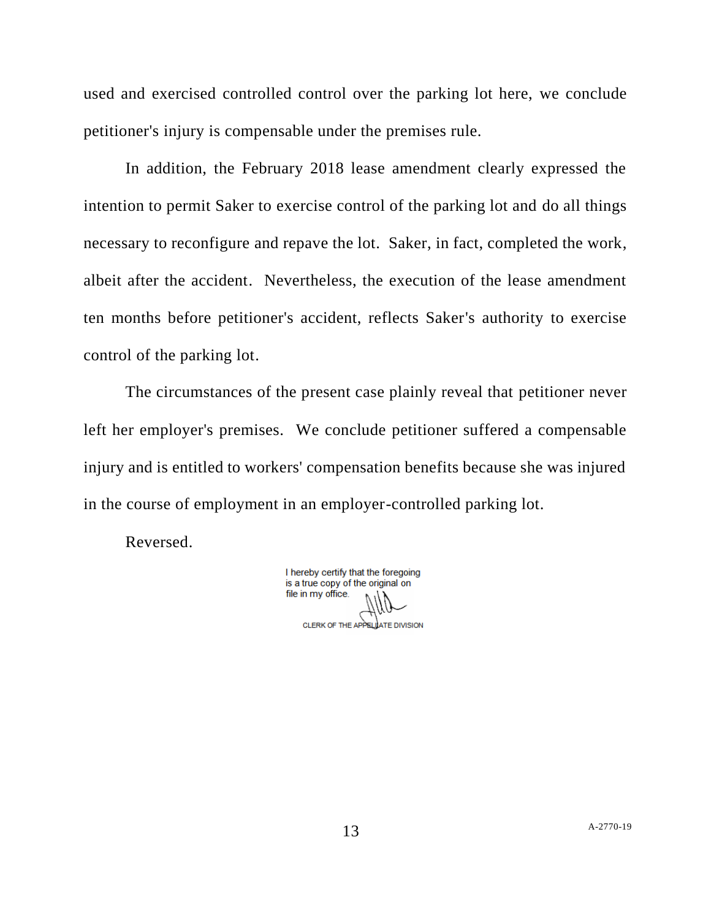used and exercised controlled control over the parking lot here, we conclude petitioner's injury is compensable under the premises rule.

In addition, the February 2018 lease amendment clearly expressed the intention to permit Saker to exercise control of the parking lot and do all things necessary to reconfigure and repave the lot. Saker, in fact, completed the work, albeit after the accident. Nevertheless, the execution of the lease amendment ten months before petitioner's accident, reflects Saker's authority to exercise control of the parking lot.

The circumstances of the present case plainly reveal that petitioner never left her employer's premises. We conclude petitioner suffered a compensable injury and is entitled to workers' compensation benefits because she was injured in the course of employment in an employer-controlled parking lot.

Reversed.

I hereby certify that the foregoing is a true copy of the original on file in my office.

CLERK OF THE APPELLATE DIVISION